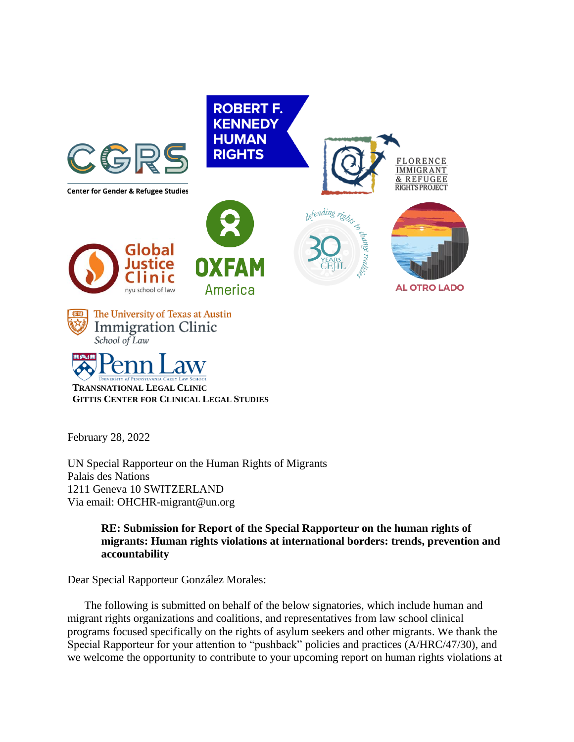Center for Gender & Refugee Studies

ROBERT F. KENNEDY HUMAN RIGHTS

FLORENCE IMMIGRANT & REFUGEE RIGHTS PROJECT

Global Justice Clinic nyu school of law

OXFAM America

defending rights to change realities 30 YEARS CEJIL

AL OTRO LADO

The University of Texas at Austin Immigration Clinic School of Law

Penn Law University of Pennsylvania Carey Law School
TRANSNATIONAL LEGAL CLINIC
GITTIS CENTER FOR CLINICAL LEGAL STUDIES

February 28, 2022

UN Special Rapporteur on the Human Rights of Migrants
Palais des Nations
1211 Geneva 10 SWITZERLAND
Via email: OHCHR-migrant@un.org

**RE: Submission for Report of the Special Rapporteur on the human rights of migrants: Human rights violations at international borders: trends, prevention and accountability**

Dear Special Rapporteur González Morales:

The following is submitted on behalf of the below signatories, which include human and migrant rights organizations and coalitions, and representatives from law school clinical programs focused specifically on the rights of asylum seekers and other migrants. We thank the Special Rapporteur for your attention to "pushback" policies and practices (A/HRC/47/30), and we welcome the opportunity to contribute to your upcoming report on human rights violations at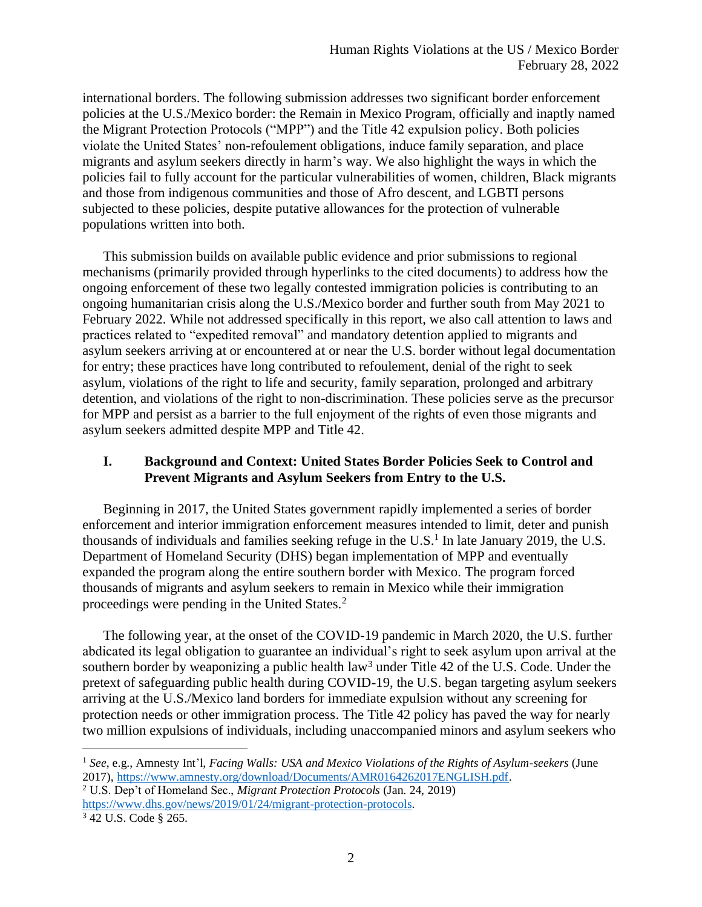international borders. The following submission addresses two significant border enforcement policies at the U.S./Mexico border: the Remain in Mexico Program, officially and inaptly named the Migrant Protection Protocols ("MPP") and the Title 42 expulsion policy. Both policies violate the United States' non-refoulement obligations, induce family separation, and place migrants and asylum seekers directly in harm's way. We also highlight the ways in which the policies fail to fully account for the particular vulnerabilities of women, children, Black migrants and those from indigenous communities and those of Afro descent, and LGBTI persons subjected to these policies, despite putative allowances for the protection of vulnerable populations written into both.

This submission builds on available public evidence and prior submissions to regional mechanisms (primarily provided through hyperlinks to the cited documents) to address how the ongoing enforcement of these two legally contested immigration policies is contributing to an ongoing humanitarian crisis along the U.S./Mexico border and further south from May 2021 to February 2022. While not addressed specifically in this report, we also call attention to laws and practices related to "expedited removal" and mandatory detention applied to migrants and asylum seekers arriving at or encountered at or near the U.S. border without legal documentation for entry; these practices have long contributed to refoulement, denial of the right to seek asylum, violations of the right to life and security, family separation, prolonged and arbitrary detention, and violations of the right to non-discrimination. These policies serve as the precursor for MPP and persist as a barrier to the full enjoyment of the rights of even those migrants and asylum seekers admitted despite MPP and Title 42.

## I. Background and Context: United States Border Policies Seek to Control and Prevent Migrants and Asylum Seekers from Entry to the U.S.

Beginning in 2017, the United States government rapidly implemented a series of border enforcement and interior immigration enforcement measures intended to limit, deter and punish thousands of individuals and families seeking refuge in the U.S.[1] In late January 2019, the U.S. Department of Homeland Security (DHS) began implementation of MPP and eventually expanded the program along the entire southern border with Mexico. The program forced thousands of migrants and asylum seekers to remain in Mexico while their immigration proceedings were pending in the United States.[2]

The following year, at the onset of the COVID-19 pandemic in March 2020, the U.S. further abdicated its legal obligation to guarantee an individual's right to seek asylum upon arrival at the southern border by weaponizing a public health law[3] under Title 42 of the U.S. Code. Under the pretext of safeguarding public health during COVID-19, the U.S. began targeting asylum seekers arriving at the U.S./Mexico land borders for immediate expulsion without any screening for protection needs or other immigration process. The Title 42 policy has paved the way for nearly two million expulsions of individuals, including unaccompanied minors and asylum seekers who

---

[1] *See*, e.g., Amnesty Int'l, *Facing Walls: USA and Mexico Violations of the Rights of Asylum-seekers* (June 2017), https://www.amnesty.org/download/Documents/AMR0164262017ENGLISH.pdf.

[2] U.S. Dep't of Homeland Sec., *Migrant Protection Protocols* (Jan. 24, 2019) https://www.dhs.gov/news/2019/01/24/migrant-protection-protocols.

[3] 42 U.S. Code § 265.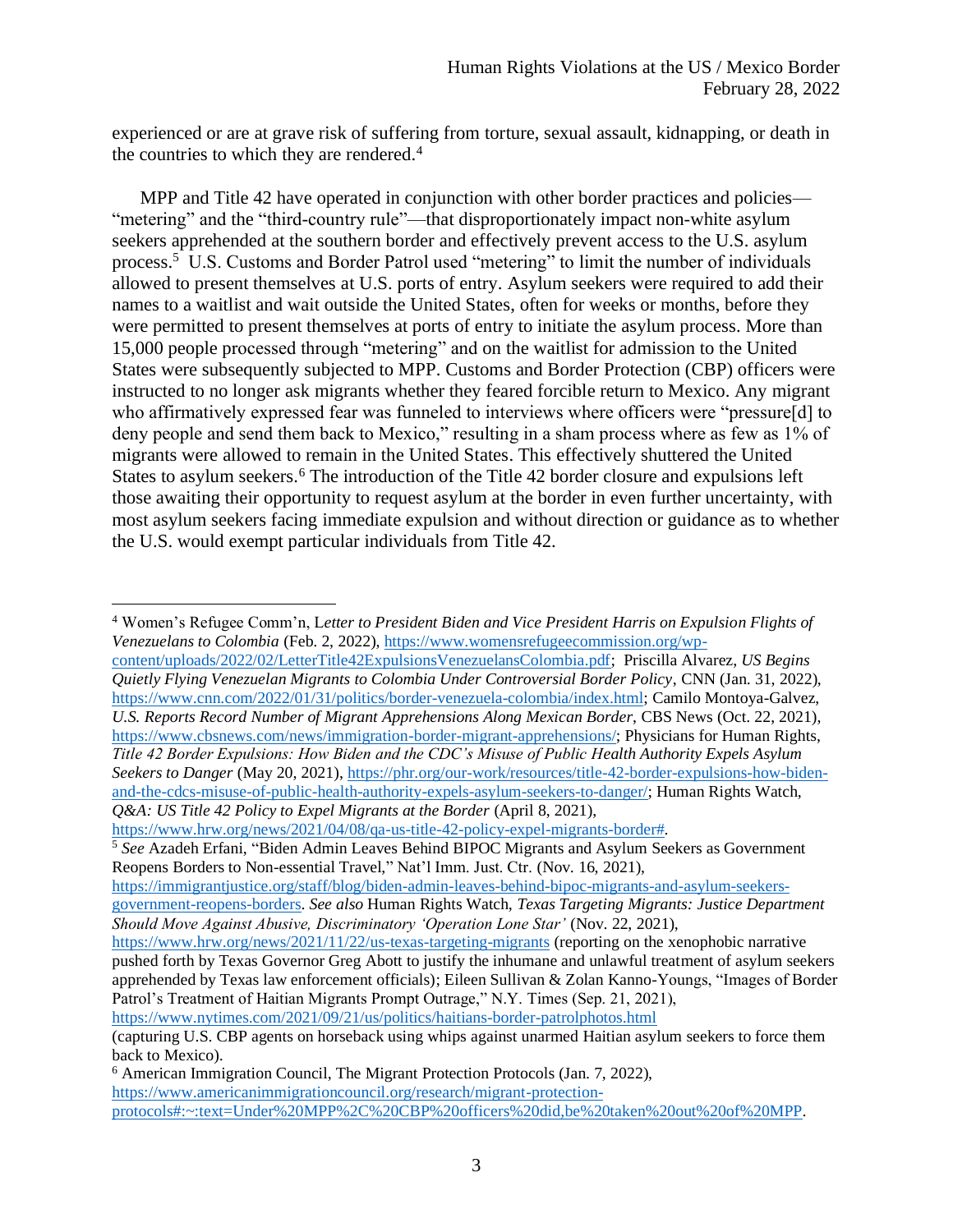experienced or are at grave risk of suffering from torture, sexual assault, kidnapping, or death in the countries to which they are rendered.[4]

MPP and Title 42 have operated in conjunction with other border practices and policies—"metering" and the "third-country rule"—that disproportionately impact non-white asylum seekers apprehended at the southern border and effectively prevent access to the U.S. asylum process.[5] U.S. Customs and Border Patrol used "metering" to limit the number of individuals allowed to present themselves at U.S. ports of entry. Asylum seekers were required to add their names to a waitlist and wait outside the United States, often for weeks or months, before they were permitted to present themselves at ports of entry to initiate the asylum process. More than 15,000 people processed through "metering" and on the waitlist for admission to the United States were subsequently subjected to MPP. Customs and Border Protection (CBP) officers were instructed to no longer ask migrants whether they feared forcible return to Mexico. Any migrant who affirmatively expressed fear was funneled to interviews where officers were "pressure[d] to deny people and send them back to Mexico," resulting in a sham process where as few as 1% of migrants were allowed to remain in the United States. This effectively shuttered the United States to asylum seekers.[6] The introduction of the Title 42 border closure and expulsions left those awaiting their opportunity to request asylum at the border in even further uncertainty, with most asylum seekers facing immediate expulsion and without direction or guidance as to whether the U.S. would exempt particular individuals from Title 42.

---

[4] Women's Refugee Comm'n, *Letter to President Biden and Vice President Harris on Expulsion Flights of Venezuelans to Colombia* (Feb. 2, 2022), https://www.womensrefugeecommission.org/wp-content/uploads/2022/02/LetterTitle42ExpulsionsVenezuelansColombia.pdf; Priscilla Alvarez, *US Begins Quietly Flying Venezuelan Migrants to Colombia Under Controversial Border Policy*, CNN (Jan. 31, 2022), https://www.cnn.com/2022/01/31/politics/border-venezuela-colombia/index.html; Camilo Montoya-Galvez, *U.S. Reports Record Number of Migrant Apprehensions Along Mexican Border*, CBS News (Oct. 22, 2021), https://www.cbsnews.com/news/immigration-border-migrant-apprehensions/; Physicians for Human Rights, *Title 42 Border Expulsions: How Biden and the CDC's Misuse of Public Health Authority Expels Asylum Seekers to Danger* (May 20, 2021), https://phr.org/our-work/resources/title-42-border-expulsions-how-biden-and-the-cdcs-misuse-of-public-health-authority-expels-asylum-seekers-to-danger/; Human Rights Watch, *Q&A: US Title 42 Policy to Expel Migrants at the Border* (April 8, 2021), https://www.hrw.org/news/2021/04/08/qa-us-title-42-policy-expel-migrants-border#.

[5] *See* Azadeh Erfani, "Biden Admin Leaves Behind BIPOC Migrants and Asylum Seekers as Government Reopens Borders to Non-essential Travel," Nat'l Imm. Just. Ctr. (Nov. 16, 2021), https://immigrantjustice.org/staff/blog/biden-admin-leaves-behind-bipoc-migrants-and-asylum-seekers-government-reopens-borders. *See also* Human Rights Watch, *Texas Targeting Migrants: Justice Department Should Move Against Abusive, Discriminatory 'Operation Lone Star'* (Nov. 22, 2021), https://www.hrw.org/news/2021/11/22/us-texas-targeting-migrants (reporting on the xenophobic narrative pushed forth by Texas Governor Greg Abott to justify the inhumane and unlawful treatment of asylum seekers apprehended by Texas law enforcement officials); Eileen Sullivan & Zolan Kanno-Youngs, "Images of Border Patrol's Treatment of Haitian Migrants Prompt Outrage," N.Y. Times (Sep. 21, 2021), https://www.nytimes.com/2021/09/21/us/politics/haitians-border-patrolphotos.html (capturing U.S. CBP agents on horseback using whips against unarmed Haitian asylum seekers to force them back to Mexico).

[6] American Immigration Council, The Migrant Protection Protocols (Jan. 7, 2022), https://www.americanimmigrationcouncil.org/research/migrant-protection-protocols#:~:text=Under%20MPP%2C%20CBP%20officers%20did,be%20taken%20out%20of%20MPP.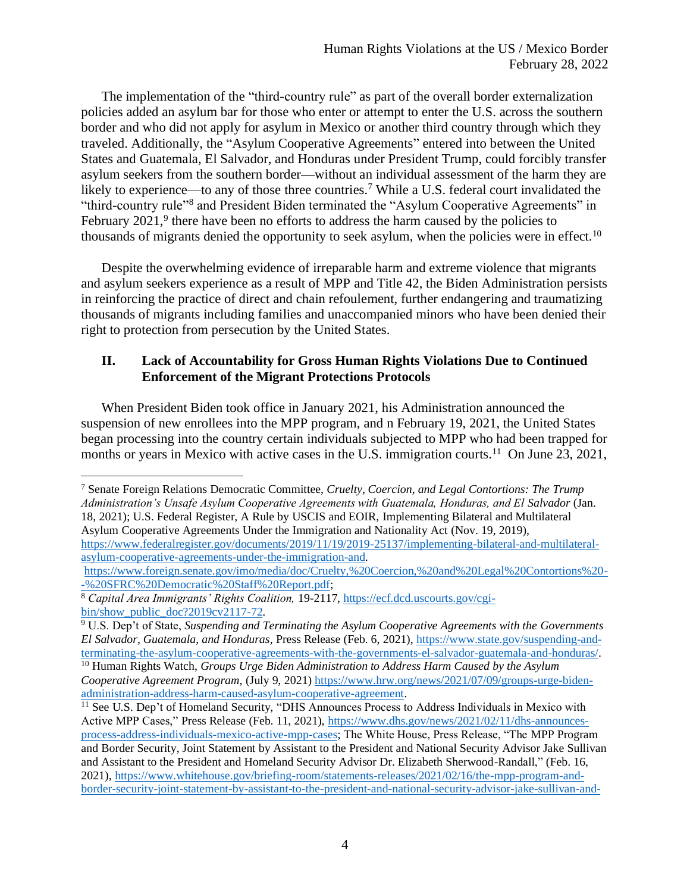The implementation of the "third-country rule" as part of the overall border externalization policies added an asylum bar for those who enter or attempt to enter the U.S. across the southern border and who did not apply for asylum in Mexico or another third country through which they traveled. Additionally, the "Asylum Cooperative Agreements" entered into between the United States and Guatemala, El Salvador, and Honduras under President Trump, could forcibly transfer asylum seekers from the southern border—without an individual assessment of the harm they are likely to experience—to any of those three countries.[7] While a U.S. federal court invalidated the "third-country rule"[8] and President Biden terminated the "Asylum Cooperative Agreements" in February 2021,[9] there have been no efforts to address the harm caused by the policies to thousands of migrants denied the opportunity to seek asylum, when the policies were in effect.[10]

Despite the overwhelming evidence of irreparable harm and extreme violence that migrants and asylum seekers experience as a result of MPP and Title 42, the Biden Administration persists in reinforcing the practice of direct and chain refoulement, further endangering and traumatizing thousands of migrants including families and unaccompanied minors who have been denied their right to protection from persecution by the United States.

## II. Lack of Accountability for Gross Human Rights Violations Due to Continued Enforcement of the Migrant Protections Protocols

When President Biden took office in January 2021, his Administration announced the suspension of new enrollees into the MPP program, and n February 19, 2021, the United States began processing into the country certain individuals subjected to MPP who had been trapped for months or years in Mexico with active cases in the U.S. immigration courts.[11] On June 23, 2021,

---

[7] Senate Foreign Relations Democratic Committee, *Cruelty, Coercion, and Legal Contortions: The Trump Administration's Unsafe Asylum Cooperative Agreements with Guatemala, Honduras, and El Salvador* (Jan. 18, 2021); U.S. Federal Register, A Rule by USCIS and EOIR, Implementing Bilateral and Multilateral Asylum Cooperative Agreements Under the Immigration and Nationality Act (Nov. 19, 2019), https://www.federalregister.gov/documents/2019/11/19/2019-25137/implementing-bilateral-and-multilateral-asylum-cooperative-agreements-under-the-immigration-and. https://www.foreign.senate.gov/imo/media/doc/Cruelty,%20Coercion,%20and%20Legal%20Contortions%20--%20SFRC%20Democratic%20Staff%20Report.pdf;

[8] *Capital Area Immigrants' Rights Coalition,* 19-2117, https://ecf.dcd.uscourts.gov/cgi-bin/show_public_doc?2019cv2117-72.

[9] U.S. Dep't of State, *Suspending and Terminating the Asylum Cooperative Agreements with the Governments El Salvador, Guatemala, and Honduras*, Press Release (Feb. 6, 2021), https://www.state.gov/suspending-and-terminating-the-asylum-cooperative-agreements-with-the-governments-el-salvador-guatemala-and-honduras/.

[10] Human Rights Watch, *Groups Urge Biden Administration to Address Harm Caused by the Asylum Cooperative Agreement Program*, (July 9, 2021) https://www.hrw.org/news/2021/07/09/groups-urge-biden-administration-address-harm-caused-asylum-cooperative-agreement.

[11] See U.S. Dep't of Homeland Security, "DHS Announces Process to Address Individuals in Mexico with Active MPP Cases," Press Release (Feb. 11, 2021), https://www.dhs.gov/news/2021/02/11/dhs-announces-process-address-individuals-mexico-active-mpp-cases; The White House, Press Release, "The MPP Program and Border Security, Joint Statement by Assistant to the President and National Security Advisor Jake Sullivan and Assistant to the President and Homeland Security Advisor Dr. Elizabeth Sherwood-Randall," (Feb. 16, 2021), https://www.whitehouse.gov/briefing-room/statements-releases/2021/02/16/the-mpp-program-and-border-security-joint-statement-by-assistant-to-the-president-and-national-security-advisor-jake-sullivan-and-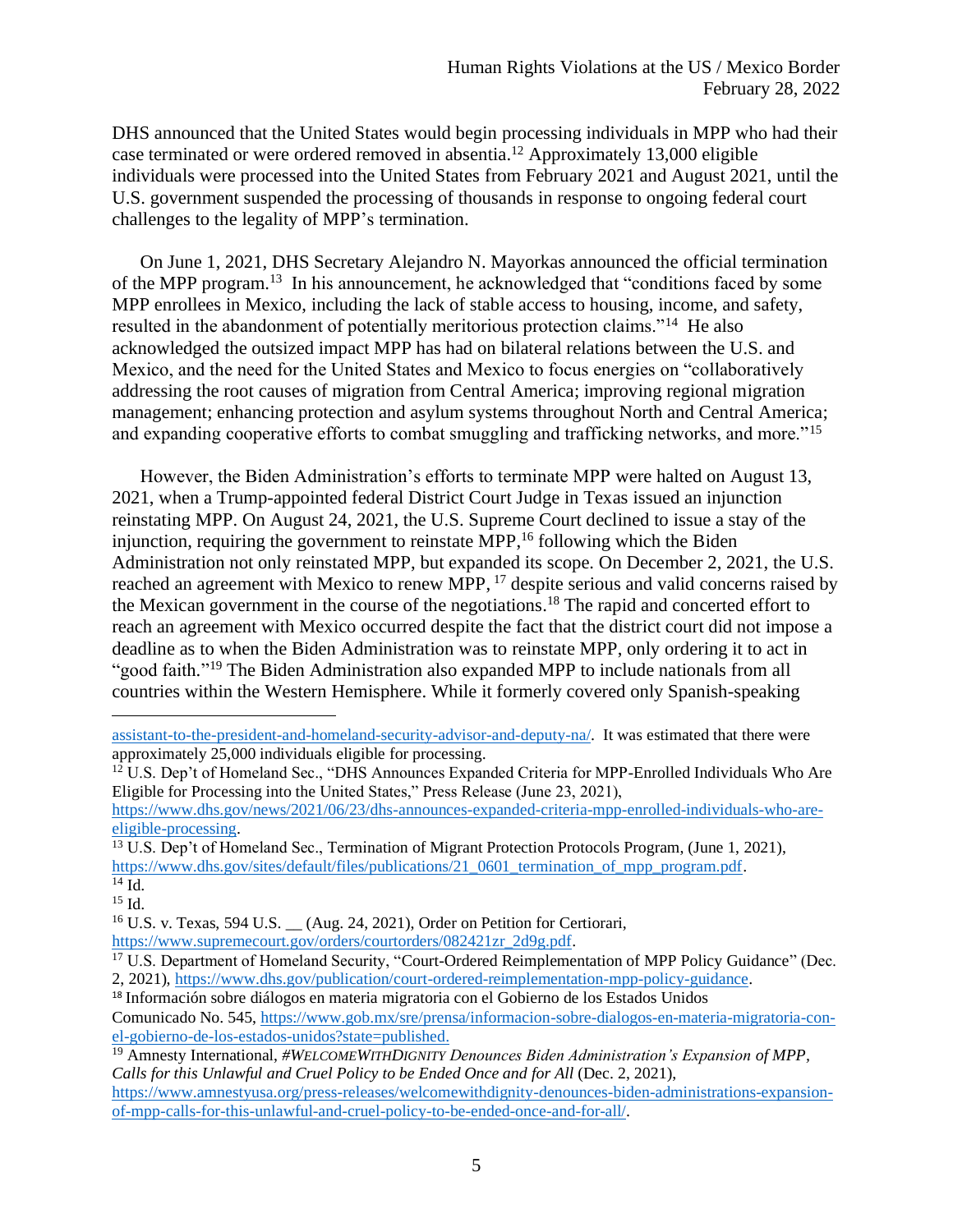DHS announced that the United States would begin processing individuals in MPP who had their case terminated or were ordered removed in absentia.[12] Approximately 13,000 eligible individuals were processed into the United States from February 2021 and August 2021, until the U.S. government suspended the processing of thousands in response to ongoing federal court challenges to the legality of MPP's termination.

On June 1, 2021, DHS Secretary Alejandro N. Mayorkas announced the official termination of the MPP program.[13] In his announcement, he acknowledged that "conditions faced by some MPP enrollees in Mexico, including the lack of stable access to housing, income, and safety, resulted in the abandonment of potentially meritorious protection claims."[14] He also acknowledged the outsized impact MPP has had on bilateral relations between the U.S. and Mexico, and the need for the United States and Mexico to focus energies on "collaboratively addressing the root causes of migration from Central America; improving regional migration management; enhancing protection and asylum systems throughout North and Central America; and expanding cooperative efforts to combat smuggling and trafficking networks, and more."[15]

However, the Biden Administration's efforts to terminate MPP were halted on August 13, 2021, when a Trump-appointed federal District Court Judge in Texas issued an injunction reinstating MPP. On August 24, 2021, the U.S. Supreme Court declined to issue a stay of the injunction, requiring the government to reinstate MPP,[16] following which the Biden Administration not only reinstated MPP, but expanded its scope. On December 2, 2021, the U.S. reached an agreement with Mexico to renew MPP,[17] despite serious and valid concerns raised by the Mexican government in the course of the negotiations.[18] The rapid and concerted effort to reach an agreement with Mexico occurred despite the fact that the district court did not impose a deadline as to when the Biden Administration was to reinstate MPP, only ordering it to act in "good faith."[19] The Biden Administration also expanded MPP to include nationals from all countries within the Western Hemisphere. While it formerly covered only Spanish-speaking

---

assistant-to-the-president-and-homeland-security-advisor-and-deputy-na/. It was estimated that there were approximately 25,000 individuals eligible for processing.

[12] U.S. Dep't of Homeland Sec., "DHS Announces Expanded Criteria for MPP-Enrolled Individuals Who Are Eligible for Processing into the United States," Press Release (June 23, 2021), https://www.dhs.gov/news/2021/06/23/dhs-announces-expanded-criteria-mpp-enrolled-individuals-who-are-eligible-processing.

[13] U.S. Dep't of Homeland Sec., Termination of Migrant Protection Protocols Program, (June 1, 2021), https://www.dhs.gov/sites/default/files/publications/21_0601_termination_of_mpp_program.pdf.

[14] Id.

[15] Id.

[16] U.S. v. Texas, 594 U.S. __ (Aug. 24, 2021), Order on Petition for Certiorari, https://www.supremecourt.gov/orders/courtorders/082421zr_2d9g.pdf.

[17] U.S. Department of Homeland Security, "Court-Ordered Reimplementation of MPP Policy Guidance" (Dec. 2, 2021), https://www.dhs.gov/publication/court-ordered-reimplementation-mpp-policy-guidance.

[18] Información sobre diálogos en materia migratoria con el Gobierno de los Estados Unidos Comunicado No. 545, https://www.gob.mx/sre/prensa/informacion-sobre-dialogos-en-materia-migratoria-con-el-gobierno-de-los-estados-unidos?state=published.

[19] Amnesty International, *#WELCOMEWITHDIGNITY Denounces Biden Administration's Expansion of MPP, Calls for this Unlawful and Cruel Policy to be Ended Once and for All* (Dec. 2, 2021), https://www.amnestyusa.org/press-releases/welcomewithdignity-denounces-biden-administrations-expansion-of-mpp-calls-for-this-unlawful-and-cruel-policy-to-be-ended-once-and-for-all/.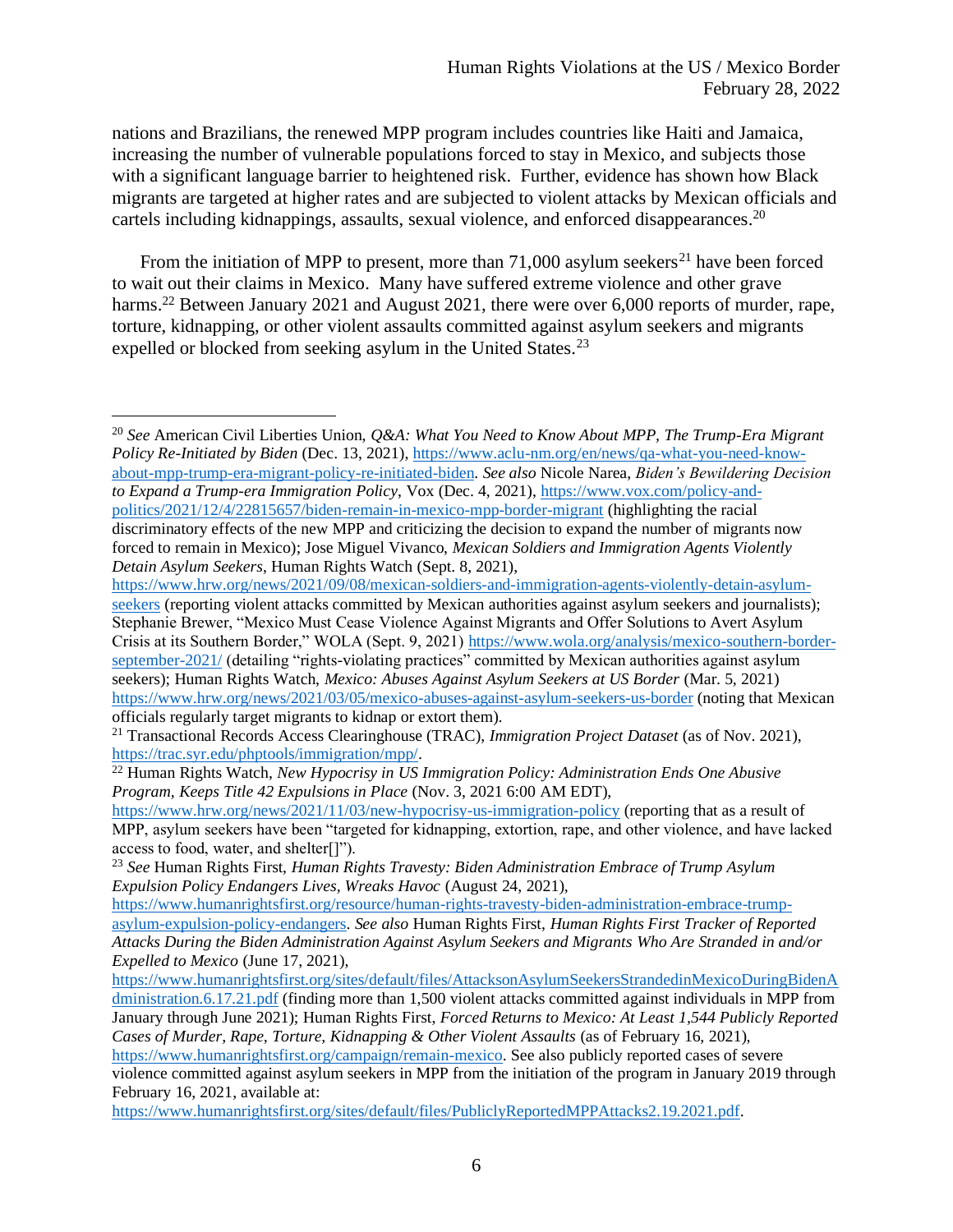nations and Brazilians, the renewed MPP program includes countries like Haiti and Jamaica, increasing the number of vulnerable populations forced to stay in Mexico, and subjects those with a significant language barrier to heightened risk. Further, evidence has shown how Black migrants are targeted at higher rates and are subjected to violent attacks by Mexican officials and cartels including kidnappings, assaults, sexual violence, and enforced disappearances.[20]

From the initiation of MPP to present, more than 71,000 asylum seekers[21] have been forced to wait out their claims in Mexico. Many have suffered extreme violence and other grave harms.[22] Between January 2021 and August 2021, there were over 6,000 reports of murder, rape, torture, kidnapping, or other violent assaults committed against asylum seekers and migrants expelled or blocked from seeking asylum in the United States.[23]

---

[20] *See* American Civil Liberties Union, *Q&A: What You Need to Know About MPP, The Trump-Era Migrant Policy Re-Initiated by Biden* (Dec. 13, 2021), https://www.aclu-nm.org/en/news/qa-what-you-need-know-about-mpp-trump-era-migrant-policy-re-initiated-biden. *See also* Nicole Narea, *Biden's Bewildering Decision to Expand a Trump-era Immigration Policy*, Vox (Dec. 4, 2021), https://www.vox.com/policy-and-politics/2021/12/4/22815657/biden-remain-in-mexico-mpp-border-migrant (highlighting the racial discriminatory effects of the new MPP and criticizing the decision to expand the number of migrants now forced to remain in Mexico); Jose Miguel Vivanco, *Mexican Soldiers and Immigration Agents Violently Detain Asylum Seekers*, Human Rights Watch (Sept. 8, 2021), https://www.hrw.org/news/2021/09/08/mexican-soldiers-and-immigration-agents-violently-detain-asylum-seekers (reporting violent attacks committed by Mexican authorities against asylum seekers and journalists); Stephanie Brewer, "Mexico Must Cease Violence Against Migrants and Offer Solutions to Avert Asylum Crisis at its Southern Border," WOLA (Sept. 9, 2021) https://www.wola.org/analysis/mexico-southern-border-september-2021/ (detailing "rights-violating practices" committed by Mexican authorities against asylum seekers); Human Rights Watch, *Mexico: Abuses Against Asylum Seekers at US Border* (Mar. 5, 2021) https://www.hrw.org/news/2021/03/05/mexico-abuses-against-asylum-seekers-us-border (noting that Mexican officials regularly target migrants to kidnap or extort them).

[21] Transactional Records Access Clearinghouse (TRAC), *Immigration Project Dataset* (as of Nov. 2021), https://trac.syr.edu/phptools/immigration/mpp/.

[22] Human Rights Watch, *New Hypocrisy in US Immigration Policy: Administration Ends One Abusive Program, Keeps Title 42 Expulsions in Place* (Nov. 3, 2021 6:00 AM EDT), https://www.hrw.org/news/2021/11/03/new-hypocrisy-us-immigration-policy (reporting that as a result of MPP, asylum seekers have been "targeted for kidnapping, extortion, rape, and other violence, and have lacked access to food, water, and shelter[]").

[23] *See* Human Rights First, *Human Rights Travesty: Biden Administration Embrace of Trump Asylum Expulsion Policy Endangers Lives, Wreaks Havoc* (August 24, 2021), https://www.humanrightsfirst.org/resource/human-rights-travesty-biden-administration-embrace-trump-asylum-expulsion-policy-endangers. *See also* Human Rights First, *Human Rights First Tracker of Reported Attacks During the Biden Administration Against Asylum Seekers and Migrants Who Are Stranded in and/or Expelled to Mexico* (June 17, 2021), https://www.humanrightsfirst.org/sites/default/files/AttacksonAsylumSeekersStrandedinMexicoDuringBidenAdministration.6.17.21.pdf (finding more than 1,500 violent attacks committed against individuals in MPP from January through June 2021); Human Rights First, *Forced Returns to Mexico: At Least 1,544 Publicly Reported Cases of Murder, Rape, Torture, Kidnapping & Other Violent Assaults* (as of February 16, 2021), https://www.humanrightsfirst.org/campaign/remain-mexico. See also publicly reported cases of severe violence committed against asylum seekers in MPP from the initiation of the program in January 2019 through February 16, 2021, available at: https://www.humanrightsfirst.org/sites/default/files/PubliclyReportedMPPAttacks2.19.2021.pdf.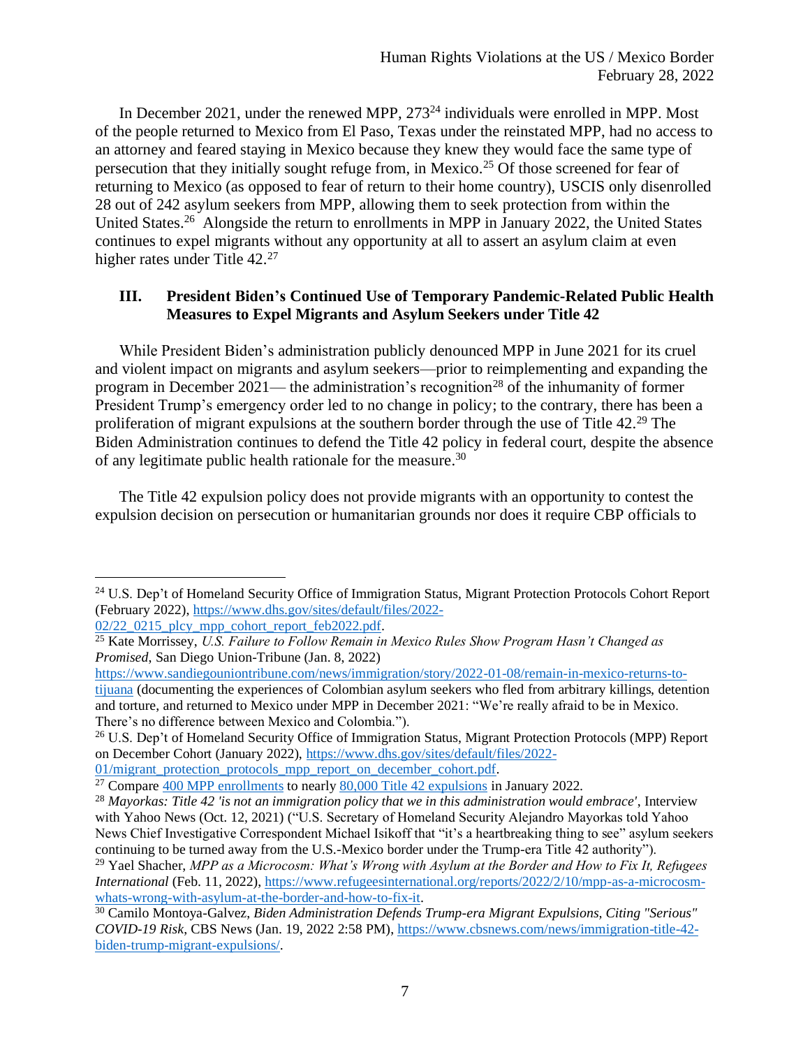In December 2021, under the renewed MPP, 273[24] individuals were enrolled in MPP. Most of the people returned to Mexico from El Paso, Texas under the reinstated MPP, had no access to an attorney and feared staying in Mexico because they knew they would face the same type of persecution that they initially sought refuge from, in Mexico.[25] Of those screened for fear of returning to Mexico (as opposed to fear of return to their home country), USCIS only disenrolled 28 out of 242 asylum seekers from MPP, allowing them to seek protection from within the United States.[26] Alongside the return to enrollments in MPP in January 2022, the United States continues to expel migrants without any opportunity at all to assert an asylum claim at even higher rates under Title 42.[27]

## III. President Biden's Continued Use of Temporary Pandemic-Related Public Health Measures to Expel Migrants and Asylum Seekers under Title 42

While President Biden's administration publicly denounced MPP in June 2021 for its cruel and violent impact on migrants and asylum seekers—prior to reimplementing and expanding the program in December 2021— the administration's recognition[28] of the inhumanity of former President Trump's emergency order led to no change in policy; to the contrary, there has been a proliferation of migrant expulsions at the southern border through the use of Title 42.[29] The Biden Administration continues to defend the Title 42 policy in federal court, despite the absence of any legitimate public health rationale for the measure.[30]

The Title 42 expulsion policy does not provide migrants with an opportunity to contest the expulsion decision on persecution or humanitarian grounds nor does it require CBP officials to

---

[24] U.S. Dep't of Homeland Security Office of Immigration Status, Migrant Protection Protocols Cohort Report (February 2022), https://www.dhs.gov/sites/default/files/2022-02/22_0215_plcy_mpp_cohort_report_feb2022.pdf.

[25] Kate Morrissey, *U.S. Failure to Follow Remain in Mexico Rules Show Program Hasn't Changed as Promised*, San Diego Union-Tribune (Jan. 8, 2022) https://www.sandiegouniontribune.com/news/immigration/story/2022-01-08/remain-in-mexico-returns-to-tijuana (documenting the experiences of Colombian asylum seekers who fled from arbitrary killings, detention and torture, and returned to Mexico under MPP in December 2021: "We're really afraid to be in Mexico. There's no difference between Mexico and Colombia.").

[26] U.S. Dep't of Homeland Security Office of Immigration Status, Migrant Protection Protocols (MPP) Report on December Cohort (January 2022), https://www.dhs.gov/sites/default/files/2022-01/migrant_protection_protocols_mpp_report_on_december_cohort.pdf.

[27] Compare 400 MPP enrollments to nearly 80,000 Title 42 expulsions in January 2022.

[28] *Mayorkas: Title 42 'is not an immigration policy that we in this administration would embrace'*, Interview with Yahoo News (Oct. 12, 2021) ("U.S. Secretary of Homeland Security Alejandro Mayorkas told Yahoo News Chief Investigative Correspondent Michael Isikoff that "it's a heartbreaking thing to see" asylum seekers continuing to be turned away from the U.S.-Mexico border under the Trump-era Title 42 authority").

[29] Yael Schacher, *MPP as a Microcosm: What's Wrong with Asylum at the Border and How to Fix It, Refugees International* (Feb. 11, 2022), https://www.refugeesinternational.org/reports/2022/2/10/mpp-as-a-microcosm-whats-wrong-with-asylum-at-the-border-and-how-to-fix-it.

[30] Camilo Montoya-Galvez, *Biden Administration Defends Trump-era Migrant Expulsions, Citing "Serious" COVID-19 Risk*, CBS News (Jan. 19, 2022 2:58 PM), https://www.cbsnews.com/news/immigration-title-42-biden-trump-migrant-expulsions/.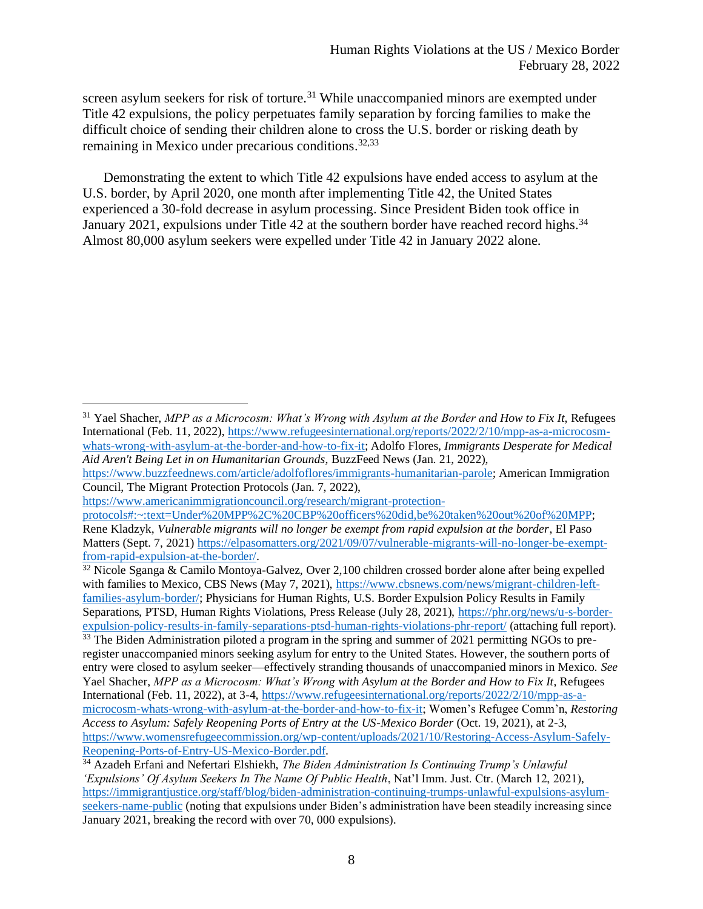screen asylum seekers for risk of torture.[31] While unaccompanied minors are exempted under Title 42 expulsions, the policy perpetuates family separation by forcing families to make the difficult choice of sending their children alone to cross the U.S. border or risking death by remaining in Mexico under precarious conditions.[32,33]

Demonstrating the extent to which Title 42 expulsions have ended access to asylum at the U.S. border, by April 2020, one month after implementing Title 42, the United States experienced a 30-fold decrease in asylum processing. Since President Biden took office in January 2021, expulsions under Title 42 at the southern border have reached record highs.[34] Almost 80,000 asylum seekers were expelled under Title 42 in January 2022 alone.

---

[31] Yael Shacher, *MPP as a Microcosm: What's Wrong with Asylum at the Border and How to Fix It*, Refugees International (Feb. 11, 2022), https://www.refugeesinternational.org/reports/2022/2/10/mpp-as-a-microcosm-whats-wrong-with-asylum-at-the-border-and-how-to-fix-it; Adolfo Flores, *Immigrants Desperate for Medical Aid Aren't Being Let in on Humanitarian Grounds*, BuzzFeed News (Jan. 21, 2022), https://www.buzzfeednews.com/article/adolfoflores/immigrants-humanitarian-parole; American Immigration Council, The Migrant Protection Protocols (Jan. 7, 2022), https://www.americanimmigrationcouncil.org/research/migrant-protection-protocols#:~:text=Under%20MPP%2C%20CBP%20officers%20did,be%20taken%20out%20of%20MPP; Rene Kladzyk, *Vulnerable migrants will no longer be exempt from rapid expulsion at the border*, El Paso Matters (Sept. 7, 2021) https://elpasomatters.org/2021/09/07/vulnerable-migrants-will-no-longer-be-exempt-from-rapid-expulsion-at-the-border/.

[32] Nicole Sganga & Camilo Montoya-Galvez, Over 2,100 children crossed border alone after being expelled with families to Mexico, CBS News (May 7, 2021), https://www.cbsnews.com/news/migrant-children-left-families-asylum-border/; Physicians for Human Rights, U.S. Border Expulsion Policy Results in Family Separations, PTSD, Human Rights Violations, Press Release (July 28, 2021), https://phr.org/news/u-s-border-expulsion-policy-results-in-family-separations-ptsd-human-rights-violations-phr-report/ (attaching full report).

[33] The Biden Administration piloted a program in the spring and summer of 2021 permitting NGOs to pre-register unaccompanied minors seeking asylum for entry to the United States. However, the southern ports of entry were closed to asylum seeker—effectively stranding thousands of unaccompanied minors in Mexico. *See* Yael Shacher, *MPP as a Microcosm: What's Wrong with Asylum at the Border and How to Fix It*, Refugees International (Feb. 11, 2022), at 3-4, https://www.refugeesinternational.org/reports/2022/2/10/mpp-as-a-microcosm-whats-wrong-with-asylum-at-the-border-and-how-to-fix-it; Women's Refugee Comm'n, *Restoring Access to Asylum: Safely Reopening Ports of Entry at the US-Mexico Border* (Oct. 19, 2021), at 2-3, https://www.womensrefugeecommission.org/wp-content/uploads/2021/10/Restoring-Access-Asylum-Safely-Reopening-Ports-of-Entry-US-Mexico-Border.pdf.

[34] Azadeh Erfani and Nefertari Elshiekh, *The Biden Administration Is Continuing Trump's Unlawful 'Expulsions' Of Asylum Seekers In The Name Of Public Health*, Nat'l Imm. Just. Ctr. (March 12, 2021), https://immigrantjustice.org/staff/blog/biden-administration-continuing-trumps-unlawful-expulsions-asylum-seekers-name-public (noting that expulsions under Biden's administration have been steadily increasing since January 2021, breaking the record with over 70, 000 expulsions).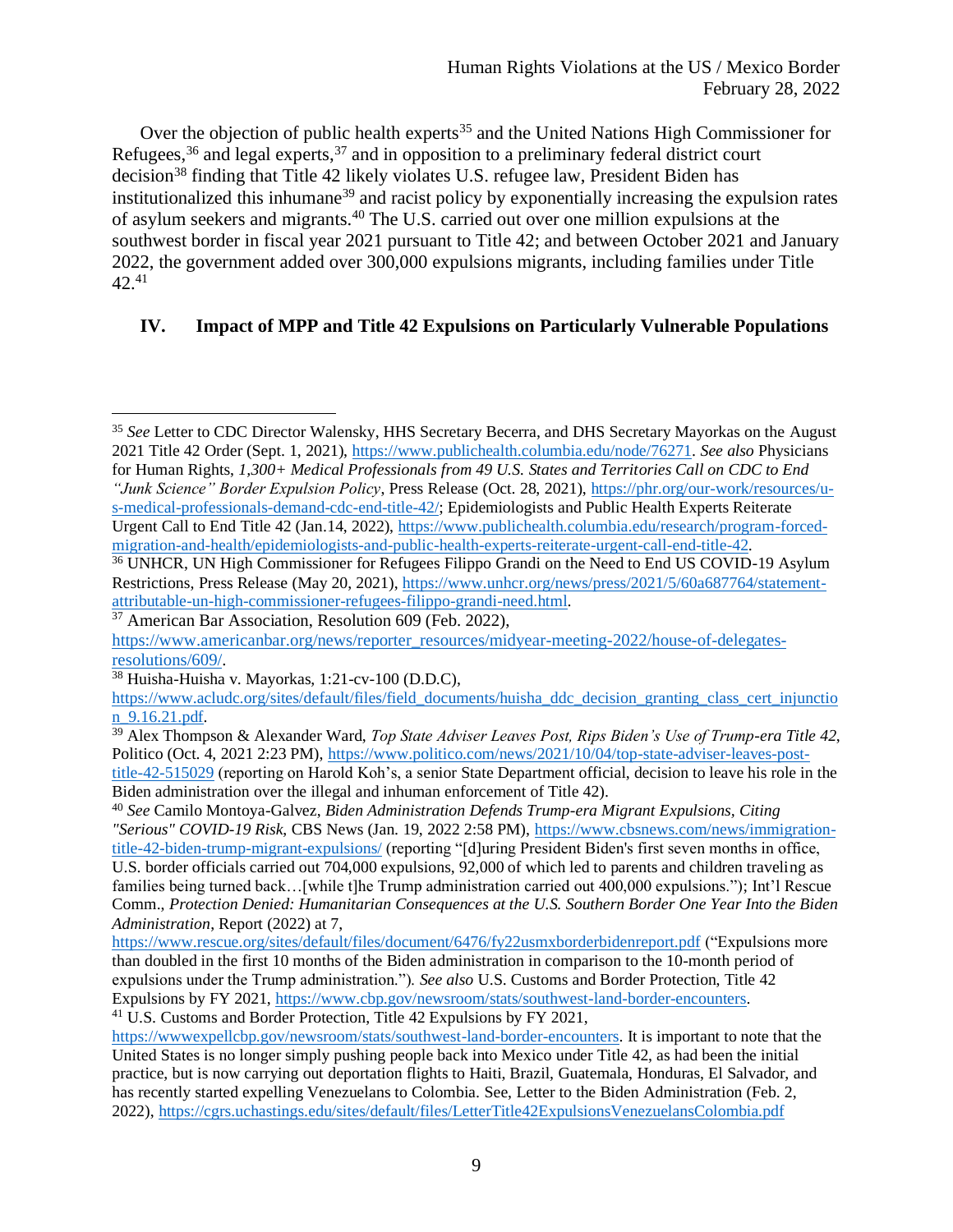Over the objection of public health experts[35] and the United Nations High Commissioner for Refugees,[36] and legal experts,[37] and in opposition to a preliminary federal district court decision[38] finding that Title 42 likely violates U.S. refugee law, President Biden has institutionalized this inhumane[39] and racist policy by exponentially increasing the expulsion rates of asylum seekers and migrants.[40] The U.S. carried out over one million expulsions at the southwest border in fiscal year 2021 pursuant to Title 42; and between October 2021 and January 2022, the government added over 300,000 expulsions migrants, including families under Title 42.[41]

## IV. Impact of MPP and Title 42 Expulsions on Particularly Vulnerable Populations

---

[35] *See* Letter to CDC Director Walensky, HHS Secretary Becerra, and DHS Secretary Mayorkas on the August 2021 Title 42 Order (Sept. 1, 2021), https://www.publichealth.columbia.edu/node/76271. *See also* Physicians for Human Rights, *1,300+ Medical Professionals from 49 U.S. States and Territories Call on CDC to End "Junk Science" Border Expulsion Policy*, Press Release (Oct. 28, 2021), https://phr.org/our-work/resources/u-s-medical-professionals-demand-cdc-end-title-42/; Epidemiologists and Public Health Experts Reiterate Urgent Call to End Title 42 (Jan.14, 2022), https://www.publichealth.columbia.edu/research/program-forced-migration-and-health/epidemiologists-and-public-health-experts-reiterate-urgent-call-end-title-42.

[36] UNHCR, UN High Commissioner for Refugees Filippo Grandi on the Need to End US COVID-19 Asylum Restrictions, Press Release (May 20, 2021), https://www.unhcr.org/news/press/2021/5/60a687764/statement-attributable-un-high-commissioner-refugees-filippo-grandi-need.html.

[37] American Bar Association, Resolution 609 (Feb. 2022), https://www.americanbar.org/news/reporter_resources/midyear-meeting-2022/house-of-delegates-resolutions/609/.

[38] Huisha-Huisha v. Mayorkas, 1:21-cv-100 (D.D.C), https://www.acludc.org/sites/default/files/field_documents/huisha_ddc_decision_granting_class_cert_injunction_9.16.21.pdf.

[39] Alex Thompson & Alexander Ward, *Top State Adviser Leaves Post, Rips Biden's Use of Trump-era Title 42*, Politico (Oct. 4, 2021 2:23 PM), https://www.politico.com/news/2021/10/04/top-state-adviser-leaves-post-title-42-515029 (reporting on Harold Koh's, a senior State Department official, decision to leave his role in the Biden administration over the illegal and inhuman enforcement of Title 42).

[40] *See* Camilo Montoya-Galvez, *Biden Administration Defends Trump-era Migrant Expulsions, Citing "Serious" COVID-19 Risk*, CBS News (Jan. 19, 2022 2:58 PM), https://www.cbsnews.com/news/immigration-title-42-biden-trump-migrant-expulsions/ (reporting "[d]uring President Biden's first seven months in office, U.S. border officials carried out 704,000 expulsions, 92,000 of which led to parents and children traveling as families being turned back…[while t]he Trump administration carried out 400,000 expulsions."); Int'l Rescue Comm., *Protection Denied: Humanitarian Consequences at the U.S. Southern Border One Year Into the Biden Administration*, Report (2022) at 7, https://www.rescue.org/sites/default/files/document/6476/fy22usmxborderbidenreport.pdf ("Expulsions more than doubled in the first 10 months of the Biden administration in comparison to the 10-month period of expulsions under the Trump administration."). *See also* U.S. Customs and Border Protection, Title 42 Expulsions by FY 2021, https://www.cbp.gov/newsroom/stats/southwest-land-border-encounters.

[41] U.S. Customs and Border Protection, Title 42 Expulsions by FY 2021, https://wwwexpellcbp.gov/newsroom/stats/southwest-land-border-encounters. It is important to note that the United States is no longer simply pushing people back into Mexico under Title 42, as had been the initial practice, but is now carrying out deportation flights to Haiti, Brazil, Guatemala, Honduras, El Salvador, and has recently started expelling Venezuelans to Colombia. See, Letter to the Biden Administration (Feb. 2, 2022), https://cgrs.uchastings.edu/sites/default/files/LetterTitle42ExpulsionsVenezuelansColombia.pdf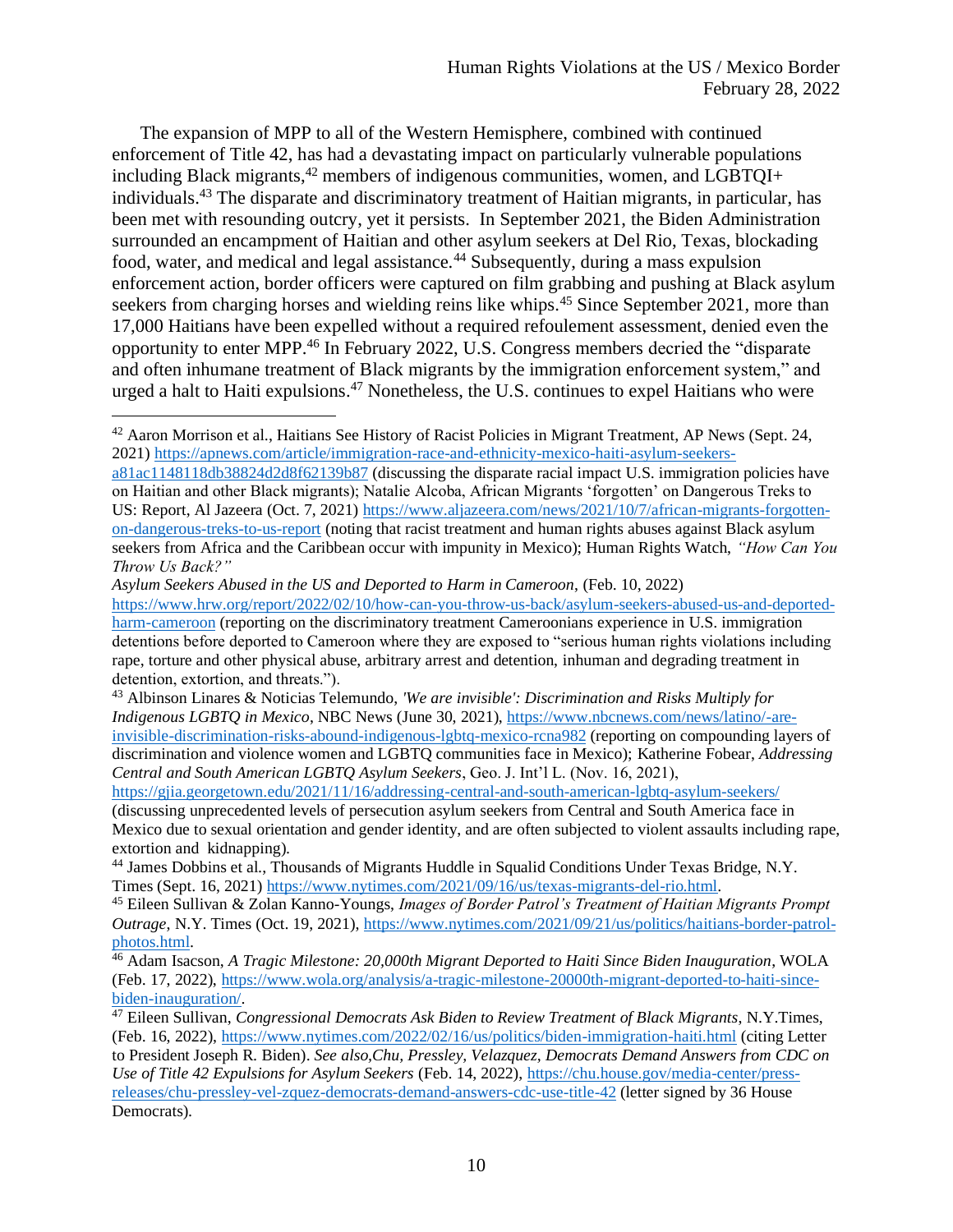The expansion of MPP to all of the Western Hemisphere, combined with continued enforcement of Title 42, has had a devastating impact on particularly vulnerable populations including Black migrants,[42] members of indigenous communities, women, and LGBTQI+ individuals.[43] The disparate and discriminatory treatment of Haitian migrants, in particular, has been met with resounding outcry, yet it persists. In September 2021, the Biden Administration surrounded an encampment of Haitian and other asylum seekers at Del Rio, Texas, blockading food, water, and medical and legal assistance.[44] Subsequently, during a mass expulsion enforcement action, border officers were captured on film grabbing and pushing at Black asylum seekers from charging horses and wielding reins like whips.[45] Since September 2021, more than 17,000 Haitians have been expelled without a required refoulement assessment, denied even the opportunity to enter MPP.[46] In February 2022, U.S. Congress members decried the "disparate and often inhumane treatment of Black migrants by the immigration enforcement system," and urged a halt to Haiti expulsions.[47] Nonetheless, the U.S. continues to expel Haitians who were

---

[42] Aaron Morrison et al., Haitians See History of Racist Policies in Migrant Treatment, AP News (Sept. 24, 2021) https://apnews.com/article/immigration-race-and-ethnicity-mexico-haiti-asylum-seekers-a81ac1148118db38824d2d8f62139b87 (discussing the disparate racial impact U.S. immigration policies have on Haitian and other Black migrants); Natalie Alcoba, African Migrants 'forgotten' on Dangerous Treks to US: Report, Al Jazeera (Oct. 7, 2021) https://www.aljazeera.com/news/2021/10/7/african-migrants-forgotten-on-dangerous-treks-to-us-report (noting that racist treatment and human rights abuses against Black asylum seekers from Africa and the Caribbean occur with impunity in Mexico); Human Rights Watch, *"How Can You Throw Us Back?" Asylum Seekers Abused in the US and Deported to Harm in Cameroon*, (Feb. 10, 2022) https://www.hrw.org/report/2022/02/10/how-can-you-throw-us-back/asylum-seekers-abused-us-and-deported-harm-cameroon (reporting on the discriminatory treatment Cameroonians experience in U.S. immigration detentions before deported to Cameroon where they are exposed to "serious human rights violations including rape, torture and other physical abuse, arbitrary arrest and detention, inhuman and degrading treatment in detention, extortion, and threats.").

[43] Albinson Linares & Noticias Telemundo, *'We are invisible': Discrimination and Risks Multiply for Indigenous LGBTQ in Mexico*, NBC News (June 30, 2021), https://www.nbcnews.com/news/latino/-are-invisible-discrimination-risks-abound-indigenous-lgbtq-mexico-rcna982 (reporting on compounding layers of discrimination and violence women and LGBTQ communities face in Mexico); Katherine Fobear, *Addressing Central and South American LGBTQ Asylum Seekers*, Geo. J. Int'l L. (Nov. 16, 2021), https://gjia.georgetown.edu/2021/11/16/addressing-central-and-south-american-lgbtq-asylum-seekers/ (discussing unprecedented levels of persecution asylum seekers from Central and South America face in Mexico due to sexual orientation and gender identity, and are often subjected to violent assaults including rape, extortion and kidnapping).

[44] James Dobbins et al., Thousands of Migrants Huddle in Squalid Conditions Under Texas Bridge, N.Y. Times (Sept. 16, 2021) https://www.nytimes.com/2021/09/16/us/texas-migrants-del-rio.html.

[45] Eileen Sullivan & Zolan Kanno-Youngs, *Images of Border Patrol's Treatment of Haitian Migrants Prompt Outrage*, N.Y. Times (Oct. 19, 2021), https://www.nytimes.com/2021/09/21/us/politics/haitians-border-patrol-photos.html.

[46] Adam Isacson, *A Tragic Milestone: 20,000th Migrant Deported to Haiti Since Biden Inauguration*, WOLA (Feb. 17, 2022), https://www.wola.org/analysis/a-tragic-milestone-20000th-migrant-deported-to-haiti-since-biden-inauguration/.

[47] Eileen Sullivan, *Congressional Democrats Ask Biden to Review Treatment of Black Migrants*, N.Y.Times, (Feb. 16, 2022), https://www.nytimes.com/2022/02/16/us/politics/biden-immigration-haiti.html (citing Letter to President Joseph R. Biden). *See also,Chu, Pressley, Velazquez, Democrats Demand Answers from CDC on Use of Title 42 Expulsions for Asylum Seekers* (Feb. 14, 2022), https://chu.house.gov/media-center/press-releases/chu-pressley-vel-zquez-democrats-demand-answers-cdc-use-title-42 (letter signed by 36 House Democrats).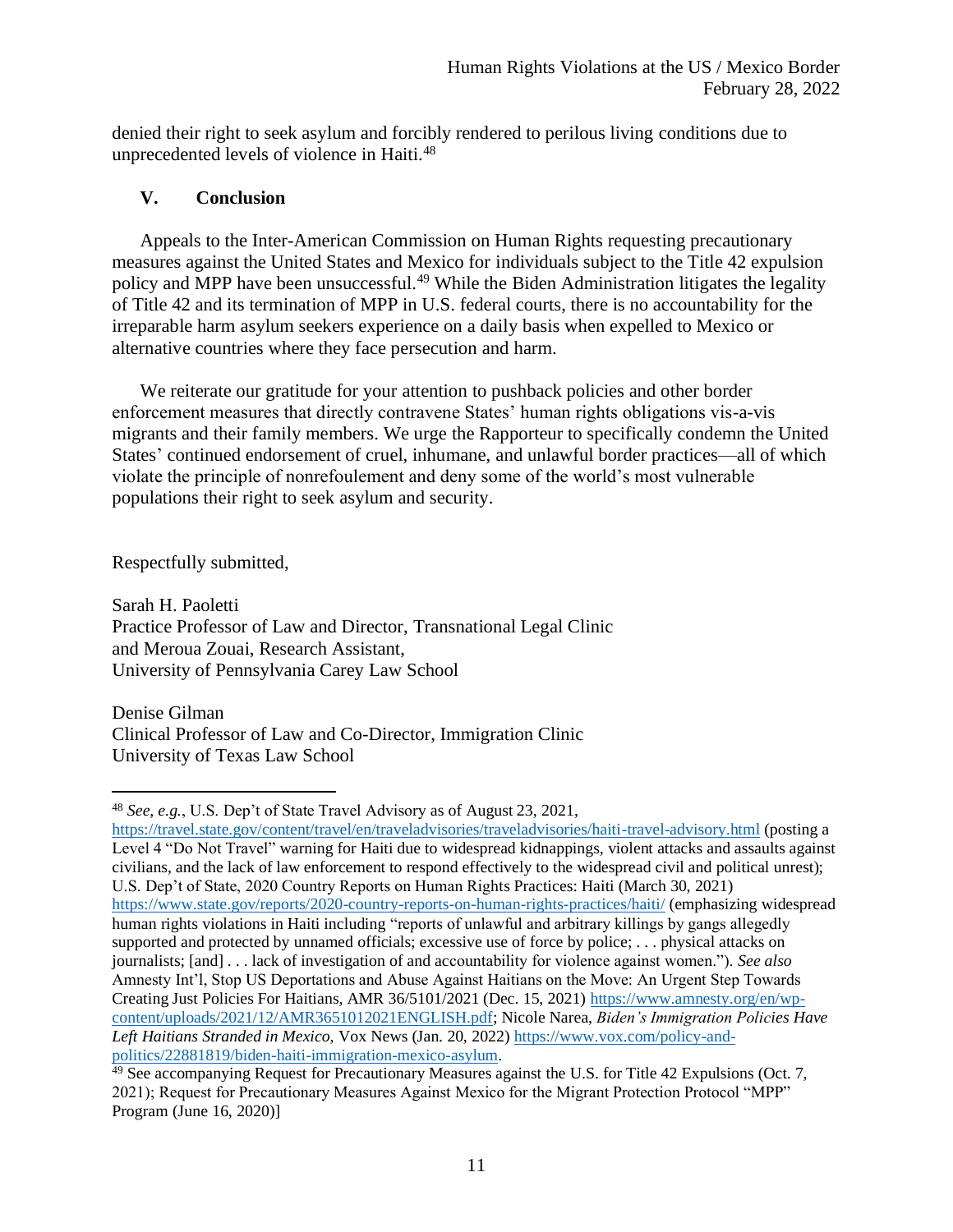denied their right to seek asylum and forcibly rendered to perilous living conditions due to unprecedented levels of violence in Haiti.[48]

## V. Conclusion

Appeals to the Inter-American Commission on Human Rights requesting precautionary measures against the United States and Mexico for individuals subject to the Title 42 expulsion policy and MPP have been unsuccessful.[49] While the Biden Administration litigates the legality of Title 42 and its termination of MPP in U.S. federal courts, there is no accountability for the irreparable harm asylum seekers experience on a daily basis when expelled to Mexico or alternative countries where they face persecution and harm.

We reiterate our gratitude for your attention to pushback policies and other border enforcement measures that directly contravene States' human rights obligations vis-a-vis migrants and their family members. We urge the Rapporteur to specifically condemn the United States' continued endorsement of cruel, inhumane, and unlawful border practices—all of which violate the principle of nonrefoulement and deny some of the world's most vulnerable populations their right to seek asylum and security.

Respectfully submitted,

Sarah H. Paoletti
Practice Professor of Law and Director, Transnational Legal Clinic
and Meroua Zouai, Research Assistant,
University of Pennsylvania Carey Law School

Denise Gilman
Clinical Professor of Law and Co-Director, Immigration Clinic
University of Texas Law School

---

[48] *See, e.g.*, U.S. Dep't of State Travel Advisory as of August 23, 2021, https://travel.state.gov/content/travel/en/traveladvisories/traveladvisories/haiti-travel-advisory.html (posting a Level 4 "Do Not Travel" warning for Haiti due to widespread kidnappings, violent attacks and assaults against civilians, and the lack of law enforcement to respond effectively to the widespread civil and political unrest); U.S. Dep't of State, 2020 Country Reports on Human Rights Practices: Haiti (March 30, 2021) https://www.state.gov/reports/2020-country-reports-on-human-rights-practices/haiti/ (emphasizing widespread human rights violations in Haiti including "reports of unlawful and arbitrary killings by gangs allegedly supported and protected by unnamed officials; excessive use of force by police; . . . physical attacks on journalists; [and] . . . lack of investigation of and accountability for violence against women."). *See also* Amnesty Int'l, Stop US Deportations and Abuse Against Haitians on the Move: An Urgent Step Towards Creating Just Policies For Haitians, AMR 36/5101/2021 (Dec. 15, 2021) https://www.amnesty.org/en/wp-content/uploads/2021/12/AMR3651012021ENGLISH.pdf; Nicole Narea, *Biden's Immigration Policies Have Left Haitians Stranded in Mexico*, Vox News (Jan. 20, 2022) https://www.vox.com/policy-and-politics/22881819/biden-haiti-immigration-mexico-asylum.

[49] See accompanying Request for Precautionary Measures against the U.S. for Title 42 Expulsions (Oct. 7, 2021); Request for Precautionary Measures Against Mexico for the Migrant Protection Protocol "MPP" Program (June 16, 2020)]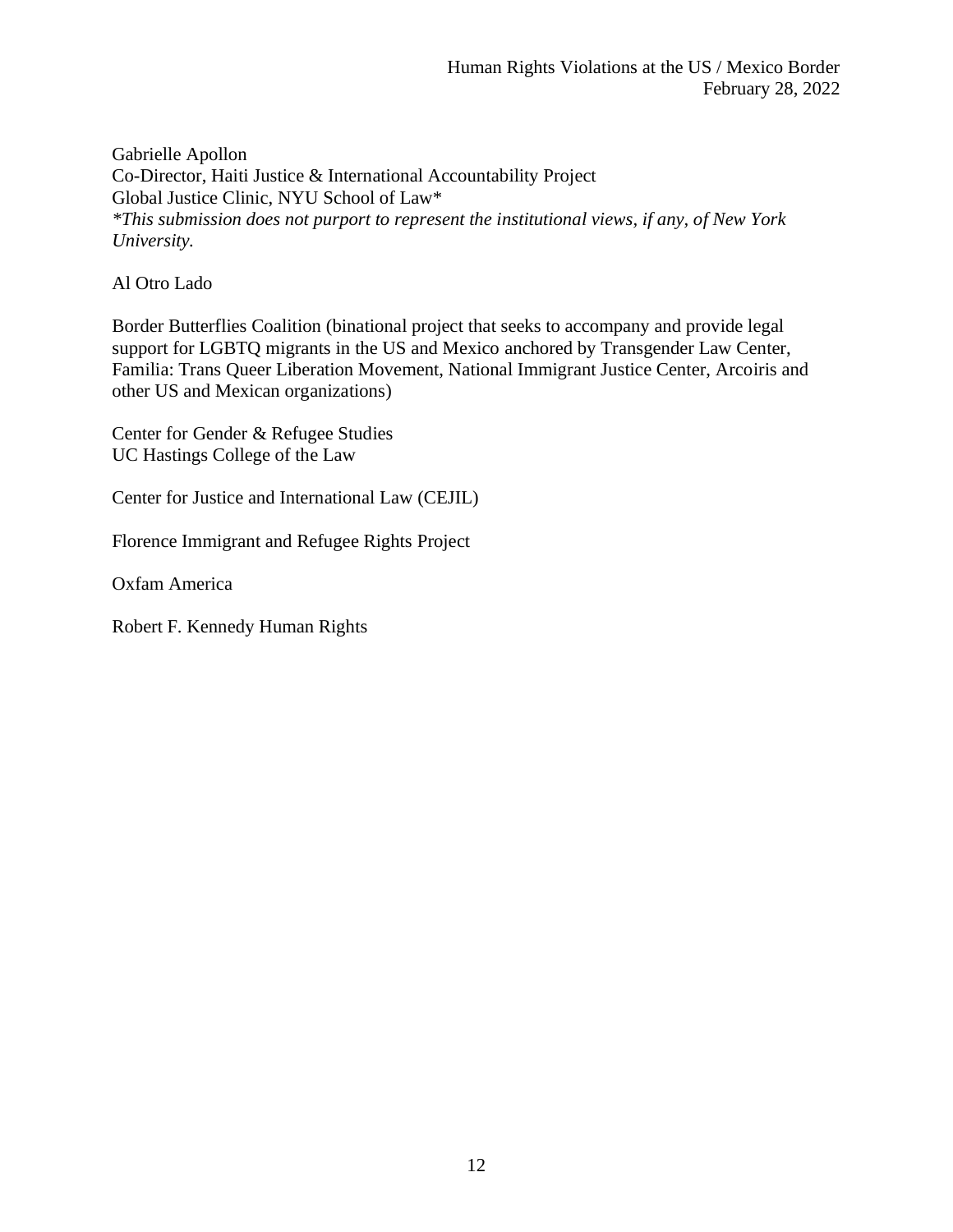Gabrielle Apollon
Co-Director, Haiti Justice & International Accountability Project
Global Justice Clinic, NYU School of Law*
*\*This submission does not purport to represent the institutional views, if any, of New York University.*

Al Otro Lado

Border Butterflies Coalition (binational project that seeks to accompany and provide legal support for LGBTQ migrants in the US and Mexico anchored by Transgender Law Center, Familia: Trans Queer Liberation Movement, National Immigrant Justice Center, Arcoiris and other US and Mexican organizations)

Center for Gender & Refugee Studies
UC Hastings College of the Law

Center for Justice and International Law (CEJIL)

Florence Immigrant and Refugee Rights Project

Oxfam America

Robert F. Kennedy Human Rights